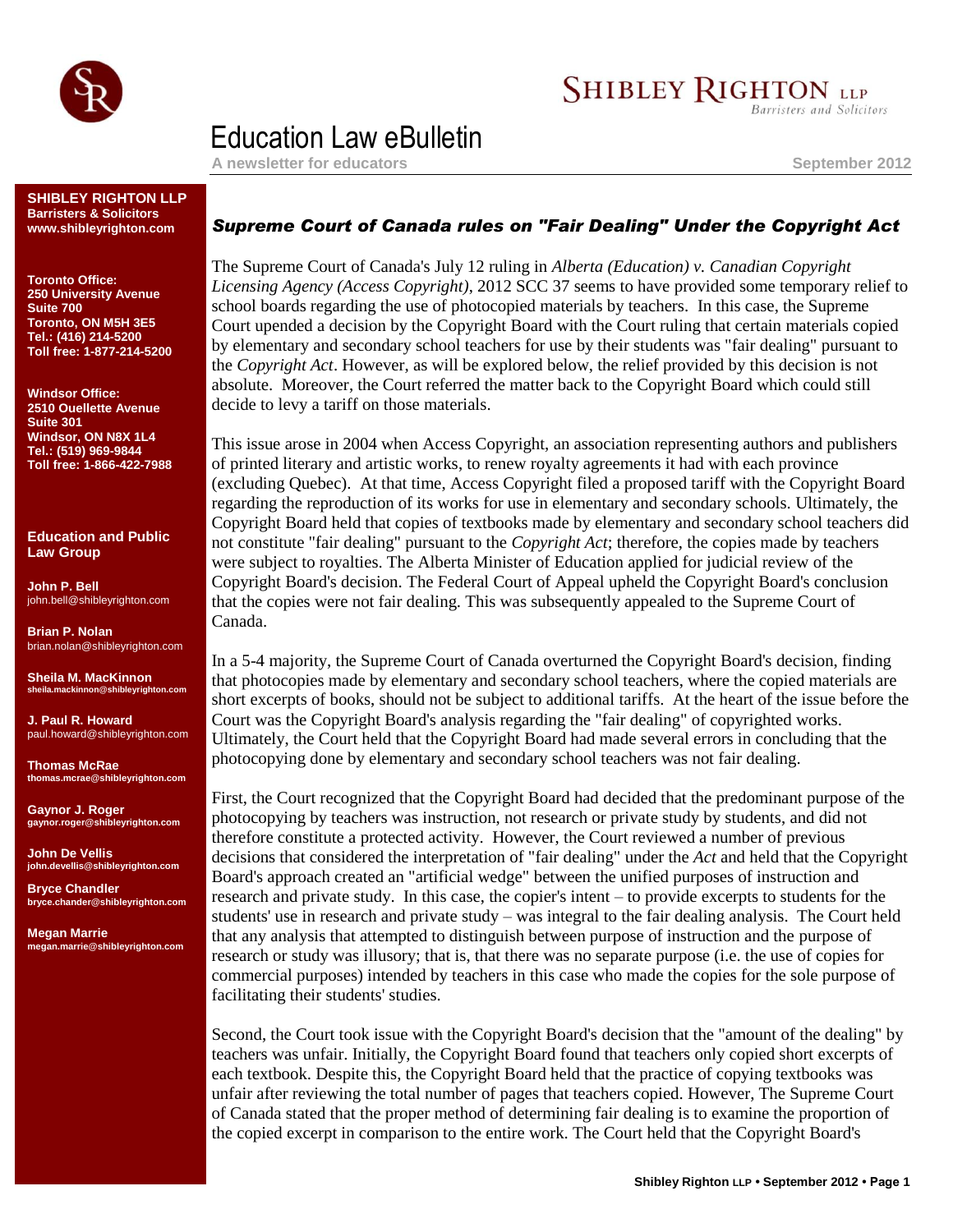# Education Law eBulletin

**A newsletter for educators** — **September 2012**

**SHIBLEY RIGHTON LLP**
**Barristers & Solicitors**
**www.shibleyrighton.com**

**Toronto Office:**
**250 University Avenue**
**Suite 700**
**Toronto, ON M5H 3E5**
**Tel.: (416) 214-5200**
**Toll free: 1-877-214-5200**

**Windsor Office:**
**2510 Ouellette Avenue**
**Suite 301**
**Windsor, ON N8X 1L4**
**Tel.: (519) 969-9844**
**Toll free: 1-866-422-7988**

**Education and Public Law Group**

**John P. Bell**
john.bell@shibleyrighton.com

**Brian P. Nolan**
brian.nolan@shibleyrighton.com

**Sheila M. MacKinnon**
sheila.mackinnon@shibleyrighton.com

**J. Paul R. Howard**
paul.howard@shibleyrighton.com

**Thomas McRae**
thomas.mcrae@shibleyrighton.com

**Gaynor J. Roger**
gaynor.roger@shibleyrighton.com

**John De Vellis**
john.devellis@shibleyrighton.com

**Bryce Chandler**
bryce.chander@shibleyrighton.com

**Megan Marrie**
megan.marrie@shibleyrighton.com

## *Supreme Court of Canada rules on "Fair Dealing" Under the Copyright Act*

The Supreme Court of Canada's July 12 ruling in *Alberta (Education) v. Canadian Copyright Licensing Agency (Access Copyright)*, 2012 SCC 37 seems to have provided some temporary relief to school boards regarding the use of photocopied materials by teachers. In this case, the Supreme Court upended a decision by the Copyright Board with the Court ruling that certain materials copied by elementary and secondary school teachers for use by their students was "fair dealing" pursuant to the *Copyright Act*. However, as will be explored below, the relief provided by this decision is not absolute. Moreover, the Court referred the matter back to the Copyright Board which could still decide to levy a tariff on those materials.

This issue arose in 2004 when Access Copyright, an association representing authors and publishers of printed literary and artistic works, to renew royalty agreements it had with each province (excluding Quebec). At that time, Access Copyright filed a proposed tariff with the Copyright Board regarding the reproduction of its works for use in elementary and secondary schools. Ultimately, the Copyright Board held that copies of textbooks made by elementary and secondary school teachers did not constitute "fair dealing" pursuant to the *Copyright Act*; therefore, the copies made by teachers were subject to royalties. The Alberta Minister of Education applied for judicial review of the Copyright Board's decision. The Federal Court of Appeal upheld the Copyright Board's conclusion that the copies were not fair dealing. This was subsequently appealed to the Supreme Court of Canada.

In a 5-4 majority, the Supreme Court of Canada overturned the Copyright Board's decision, finding that photocopies made by elementary and secondary school teachers, where the copied materials are short excerpts of books, should not be subject to additional tariffs. At the heart of the issue before the Court was the Copyright Board's analysis regarding the "fair dealing" of copyrighted works. Ultimately, the Court held that the Copyright Board had made several errors in concluding that the photocopying done by elementary and secondary school teachers was not fair dealing.

First, the Court recognized that the Copyright Board had decided that the predominant purpose of the photocopying by teachers was instruction, not research or private study by students, and did not therefore constitute a protected activity. However, the Court reviewed a number of previous decisions that considered the interpretation of "fair dealing" under the *Act* and held that the Copyright Board's approach created an "artificial wedge" between the unified purposes of instruction and research and private study. In this case, the copier's intent – to provide excerpts to students for the students' use in research and private study – was integral to the fair dealing analysis. The Court held that any analysis that attempted to distinguish between purpose of instruction and the purpose of research or study was illusory; that is, that there was no separate purpose (i.e. the use of copies for commercial purposes) intended by teachers in this case who made the copies for the sole purpose of facilitating their students' studies.

Second, the Court took issue with the Copyright Board's decision that the "amount of the dealing" by teachers was unfair. Initially, the Copyright Board found that teachers only copied short excerpts of each textbook. Despite this, the Copyright Board held that the practice of copying textbooks was unfair after reviewing the total number of pages that teachers copied. However, The Supreme Court of Canada stated that the proper method of determining fair dealing is to examine the proportion of the copied excerpt in comparison to the entire work. The Court held that the Copyright Board's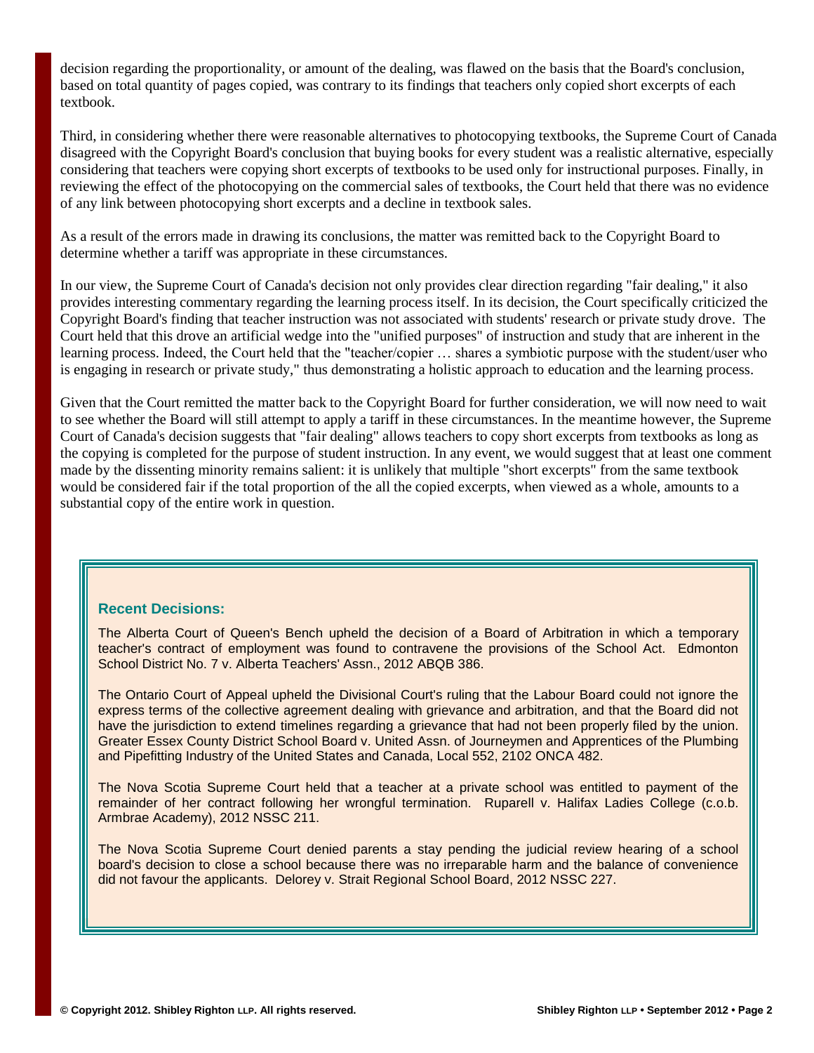decision regarding the proportionality, or amount of the dealing, was flawed on the basis that the Board's conclusion, based on total quantity of pages copied, was contrary to its findings that teachers only copied short excerpts of each textbook.

Third, in considering whether there were reasonable alternatives to photocopying textbooks, the Supreme Court of Canada disagreed with the Copyright Board's conclusion that buying books for every student was a realistic alternative, especially considering that teachers were copying short excerpts of textbooks to be used only for instructional purposes. Finally, in reviewing the effect of the photocopying on the commercial sales of textbooks, the Court held that there was no evidence of any link between photocopying short excerpts and a decline in textbook sales.

As a result of the errors made in drawing its conclusions, the matter was remitted back to the Copyright Board to determine whether a tariff was appropriate in these circumstances.

In our view, the Supreme Court of Canada's decision not only provides clear direction regarding "fair dealing," it also provides interesting commentary regarding the learning process itself. In its decision, the Court specifically criticized the Copyright Board's finding that teacher instruction was not associated with students' research or private study drove. The Court held that this drove an artificial wedge into the "unified purposes" of instruction and study that are inherent in the learning process. Indeed, the Court held that the "teacher/copier … shares a symbiotic purpose with the student/user who is engaging in research or private study," thus demonstrating a holistic approach to education and the learning process.

Given that the Court remitted the matter back to the Copyright Board for further consideration, we will now need to wait to see whether the Board will still attempt to apply a tariff in these circumstances. In the meantime however, the Supreme Court of Canada's decision suggests that "fair dealing" allows teachers to copy short excerpts from textbooks as long as the copying is completed for the purpose of student instruction. In any event, we would suggest that at least one comment made by the dissenting minority remains salient: it is unlikely that multiple "short excerpts" from the same textbook would be considered fair if the total proportion of the all the copied excerpts, when viewed as a whole, amounts to a substantial copy of the entire work in question.

### Recent Decisions:

The Alberta Court of Queen's Bench upheld the decision of a Board of Arbitration in which a temporary teacher's contract of employment was found to contravene the provisions of the School Act. Edmonton School District No. 7 v. Alberta Teachers' Assn., 2012 ABQB 386.

The Ontario Court of Appeal upheld the Divisional Court's ruling that the Labour Board could not ignore the express terms of the collective agreement dealing with grievance and arbitration, and that the Board did not have the jurisdiction to extend timelines regarding a grievance that had not been properly filed by the union. Greater Essex County District School Board v. United Assn. of Journeymen and Apprentices of the Plumbing and Pipefitting Industry of the United States and Canada, Local 552, 2102 ONCA 482.

The Nova Scotia Supreme Court held that a teacher at a private school was entitled to payment of the remainder of her contract following her wrongful termination. Ruparell v. Halifax Ladies College (c.o.b. Armbrae Academy), 2012 NSSC 211.

The Nova Scotia Supreme Court denied parents a stay pending the judicial review hearing of a school board's decision to close a school because there was no irreparable harm and the balance of convenience did not favour the applicants. Delorey v. Strait Regional School Board, 2012 NSSC 227.